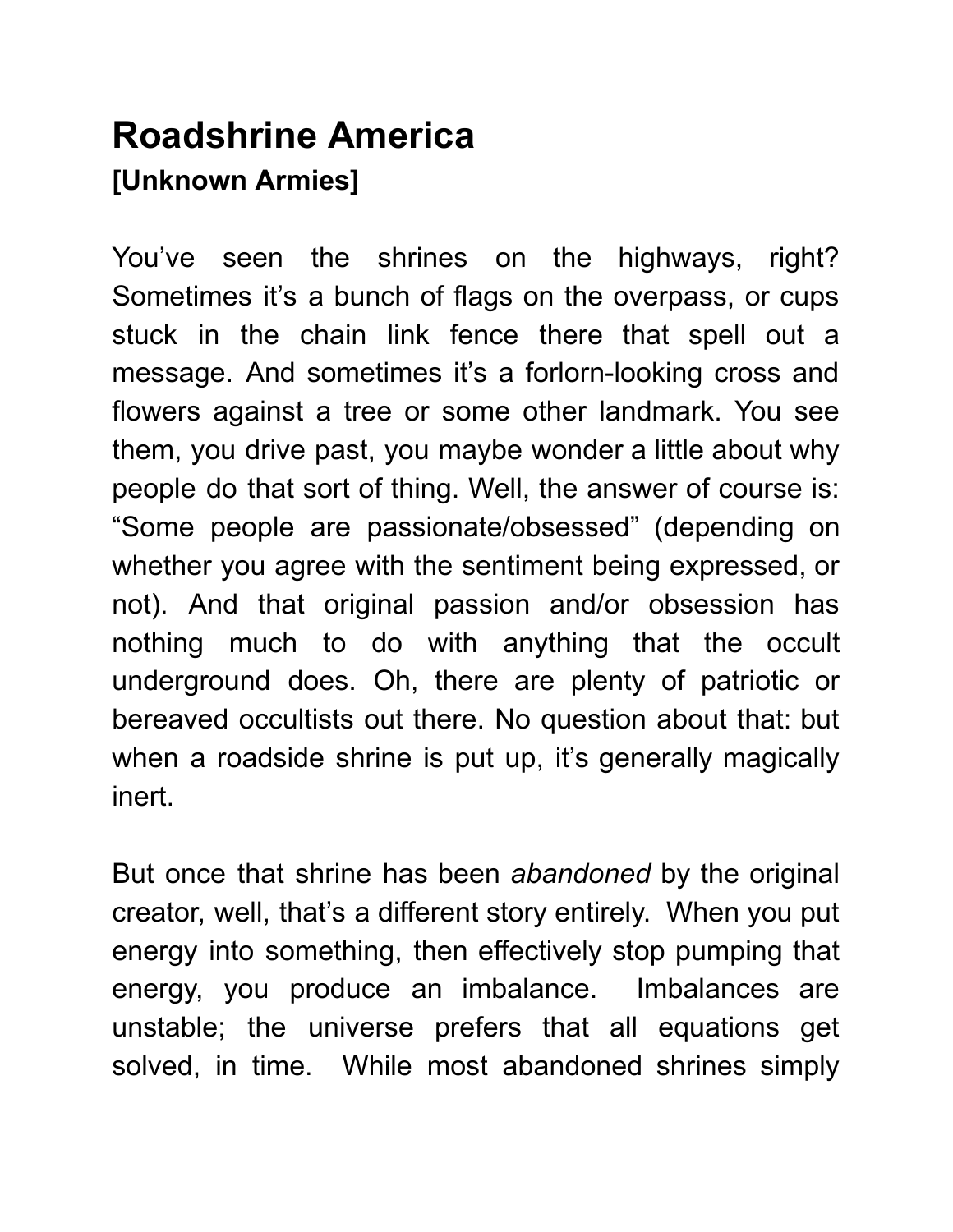# Roadshrine America

**[Unknown Armies]**

You've seen the shrines on the highways, right? Sometimes it's a bunch of flags on the overpass, or cups stuck in the chain link fence there that spell out a message. And sometimes it's a forlorn-looking cross and flowers against a tree or some other landmark. You see them, you drive past, you maybe wonder a little about why people do that sort of thing. Well, the answer of course is: "Some people are passionate/obsessed" (depending on whether you agree with the sentiment being expressed, or not). And that original passion and/or obsession has nothing much to do with anything that the occult underground does. Oh, there are plenty of patriotic or bereaved occultists out there. No question about that: but when a roadside shrine is put up, it's generally magically inert.

But once that shrine has been *abandoned* by the original creator, well, that's a different story entirely. When you put energy into something, then effectively stop pumping that energy, you produce an imbalance. Imbalances are unstable; the universe prefers that all equations get solved, in time. While most abandoned shrines simply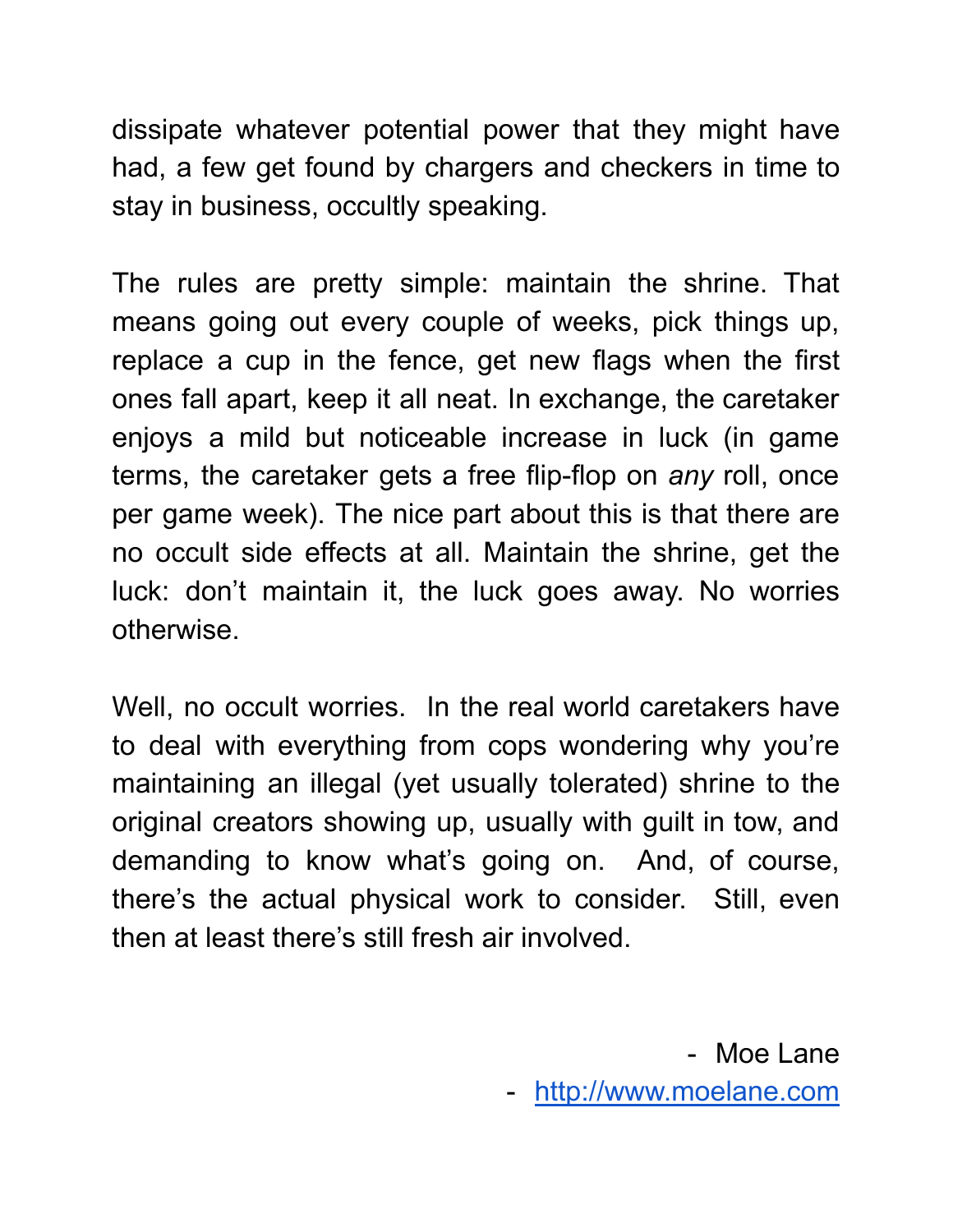dissipate whatever potential power that they might have had, a few get found by chargers and checkers in time to stay in business, occultly speaking.

The rules are pretty simple: maintain the shrine. That means going out every couple of weeks, pick things up, replace a cup in the fence, get new flags when the first ones fall apart, keep it all neat. In exchange, the caretaker enjoys a mild but noticeable increase in luck (in game terms, the caretaker gets a free flip-flop on *any* roll, once per game week). The nice part about this is that there are no occult side effects at all. Maintain the shrine, get the luck: don't maintain it, the luck goes away. No worries otherwise.

Well, no occult worries. In the real world caretakers have to deal with everything from cops wondering why you're maintaining an illegal (yet usually tolerated) shrine to the original creators showing up, usually with guilt in tow, and demanding to know what's going on. And, of course, there's the actual physical work to consider. Still, even then at least there's still fresh air involved.

- Moe Lane
- http://www.moelane.com